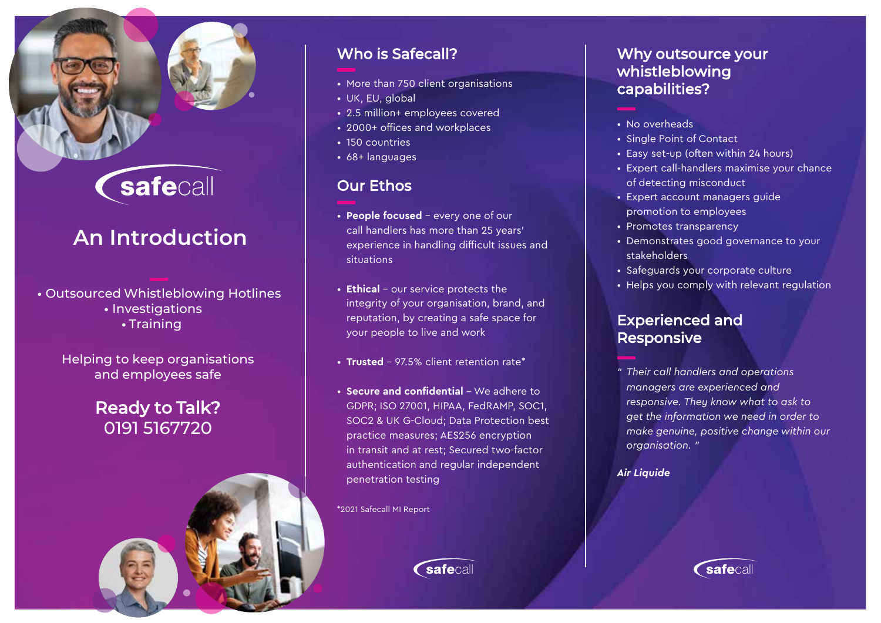safecall

# An Introduction

- Outsourced Whistleblowing Hotlines
- Investigations
- Training

Helping to keep organisations and employees safe

**Ready to Talk?**
0191 5167720

## Who is Safecall?

- More than 750 client organisations
- UK, EU, global
- 2.5 million+ employees covered
- 2000+ offices and workplaces
- 150 countries
- 68+ languages

## Our Ethos

- **People focused** – every one of our call handlers has more than 25 years' experience in handling difficult issues and situations
- **Ethical** – our service protects the integrity of your organisation, brand, and reputation, by creating a safe space for your people to live and work
- **Trusted** – 97.5% client retention rate*
- **Secure and confidential** – We adhere to GDPR; ISO 27001, HIPAA, FedRAMP, SOC1, SOC2 & UK G-Cloud; Data Protection best practice measures; AES256 encryption in transit and at rest; Secured two-factor authentication and regular independent penetration testing

*2021 Safecall MI Report

## Why outsource your whistleblowing capabilities?

- No overheads
- Single Point of Contact
- Easy set-up (often within 24 hours)
- Expert call-handlers maximise your chance of detecting misconduct
- Expert account managers guide promotion to employees
- Promotes transparency
- Demonstrates good governance to your stakeholders
- Safeguards your corporate culture
- Helps you comply with relevant regulation

## Experienced and Responsive

*" Their call handlers and operations managers are experienced and responsive. They know what to ask to get the information we need in order to make genuine, positive change within our organisation. "*

***Air Liquide***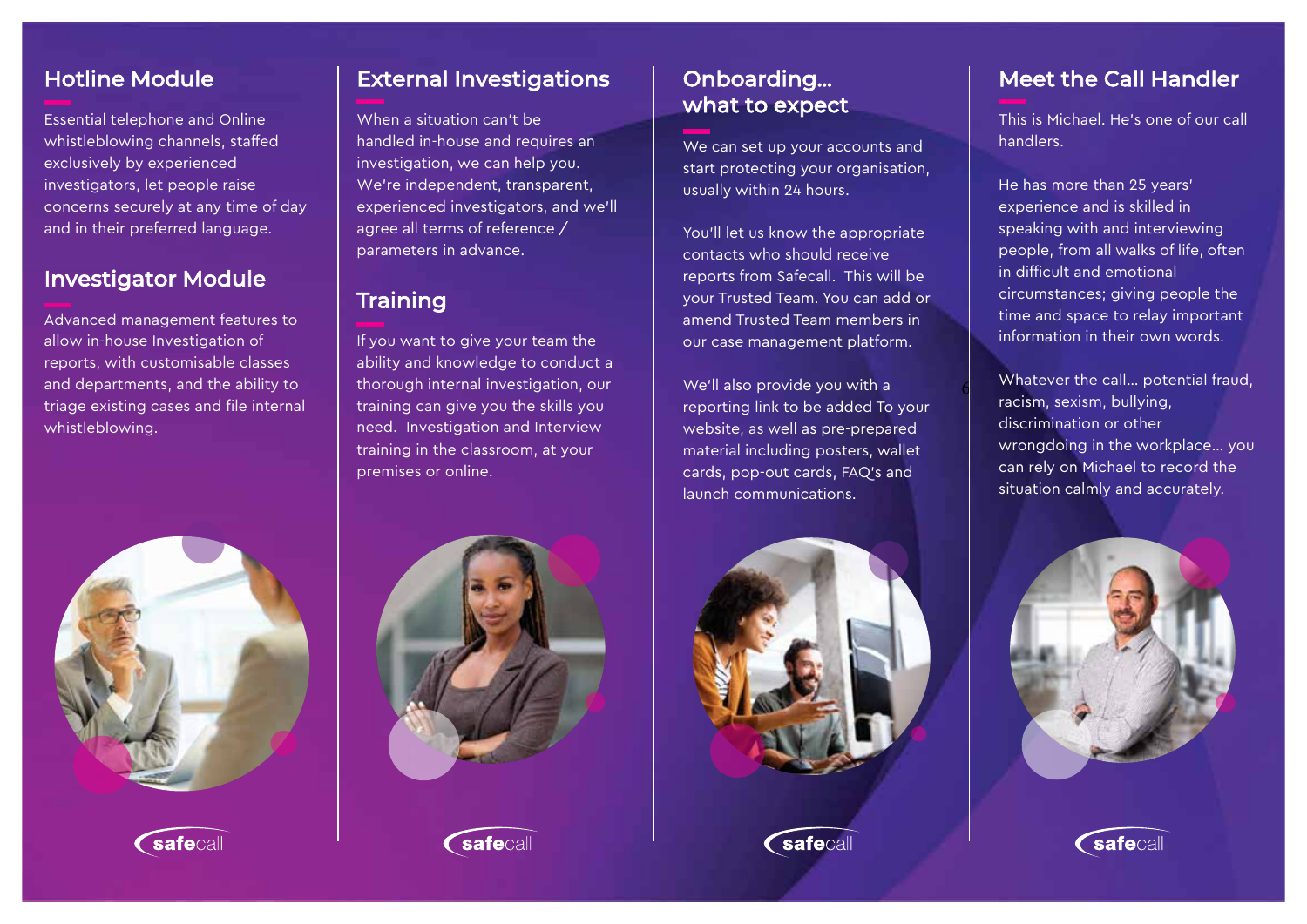## Hotline Module

Essential telephone and Online whistleblowing channels, staffed exclusively by experienced investigators, let people raise concerns securely at any time of day and in their preferred language.

## Investigator Module

Advanced management features to allow in-house Investigation of reports, with customisable classes and departments, and the ability to triage existing cases and file internal whistleblowing.

safecall

## External Investigations

When a situation can't be handled in-house and requires an investigation, we can help you. We're independent, transparent, experienced investigators, and we'll agree all terms of reference / parameters in advance.

## Training

If you want to give your team the ability and knowledge to conduct a thorough internal investigation, our training can give you the skills you need. Investigation and Interview training in the classroom, at your premises or online.

safecall

## Onboarding… what to expect

We can set up your accounts and start protecting your organisation, usually within 24 hours.

You'll let us know the appropriate contacts who should receive reports from Safecall. This will be your Trusted Team. You can add or amend Trusted Team members in our case management platform.

We'll also provide you with a reporting link to be added To your website, as well as pre-prepared material including posters, wallet cards, pop-out cards, FAQ's and launch communications.

safecall

## Meet the Call Handler

This is Michael. He's one of our call handlers.

He has more than 25 years' experience and is skilled in speaking with and interviewing people, from all walks of life, often in difficult and emotional circumstances; giving people the time and space to relay important information in their own words.

Whatever the call… potential fraud, racism, sexism, bullying, discrimination or other wrongdoing in the workplace… you can rely on Michael to record the situation calmly and accurately.

safecall